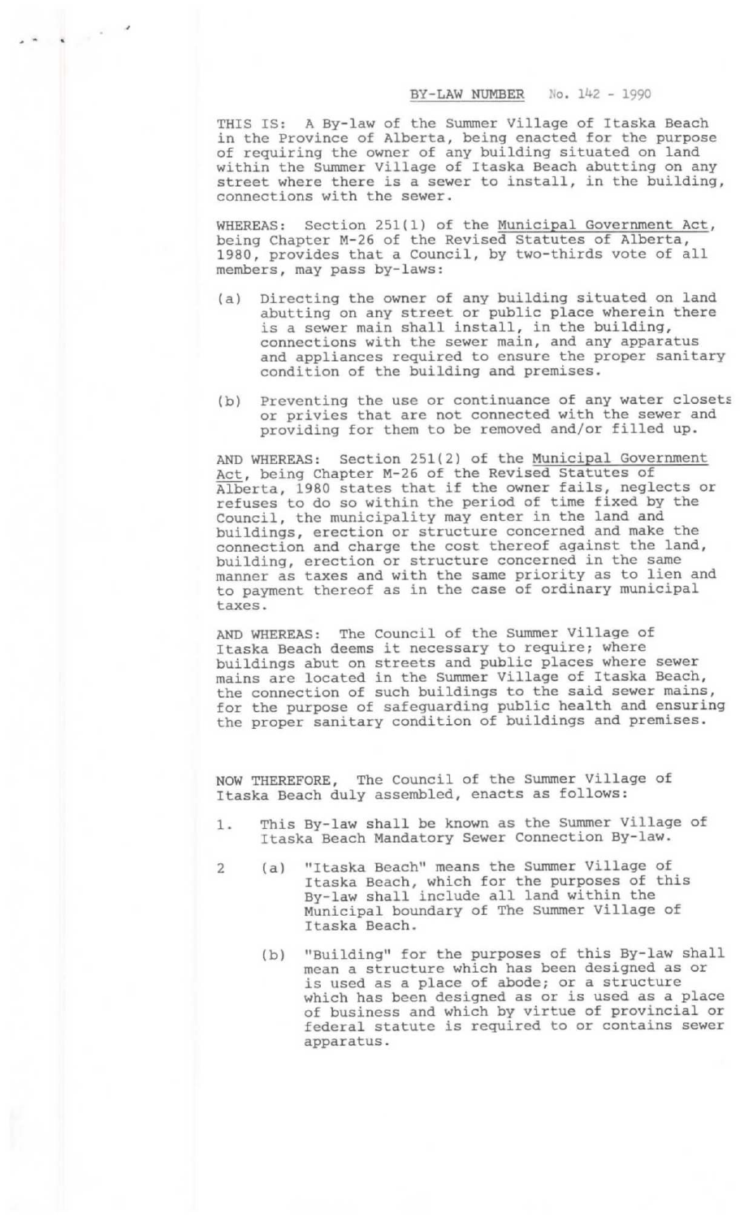BY-LAW NUMBER No. 142 - 1990

THIS IS: A By-law of the Summer Village of Itaska Beach in the Province of Alberta, being enacted for the purpose of requiring the owner of any building situated on land within the Summer Village of Itaska Beach abutting on any street where there is a sewer to install, in the building, connections with the sewer.

WHEREAS: Section 251(1) of the Municipal Government Act, being Chapter M-26 of the Revised Statutes of Alberta, 1980, provides that a Council, by two-thirds vote of all members, may pass by-laws:

(a) Directing the owner of any building situated on land abutting on any street or public place wherein there is a sewer main shall install, in the building, connections with the sewer main, and any apparatus and appliances required to ensure the proper sanitary condition of the building and premises.

(b) Preventing the use or continuance of any water closets or privies that are not connected with the sewer and providing for them to be removed and/or filled up.

AND WHEREAS: Section 251(2) of the Municipal Government Act, being Chapter M-26 of the Revised Statutes of Alberta, 1980 states that if the owner fails, neglects or refuses to do so within the period of time fixed by the Council, the municipality may enter in the land and buildings, erection or structure concerned and make the connection and charge the cost thereof against the land, building, erection or structure concerned in the same manner as taxes and with the same priority as to lien and to payment thereof as in the case of ordinary municipal taxes.

AND WHEREAS: The Council of the Summer Village of Itaska Beach deems it necessary to require; where buildings abut on streets and public places where sewer mains are located in the Summer Village of Itaska Beach, the connection of such buildings to the said sewer mains, for the purpose of safeguarding public health and ensuring the proper sanitary condition of buildings and premises.

NOW THEREFORE, The Council of the Summer Village of Itaska Beach duly assembled, enacts as follows:

1. This By-law shall be known as the Summer Village of Itaska Beach Mandatory Sewer Connection By-law.

2 (a) "Itaska Beach" means the Summer Village of Itaska Beach, which for the purposes of this By-law shall include all land within the Municipal boundary of The Summer Village of Itaska Beach.

(b) "Building" for the purposes of this By-law shall mean a structure which has been designed as or is used as a place of abode; or a structure which has been designed as or is used as a place of business and which by virtue of provincial or federal statute is required to or contains sewer apparatus.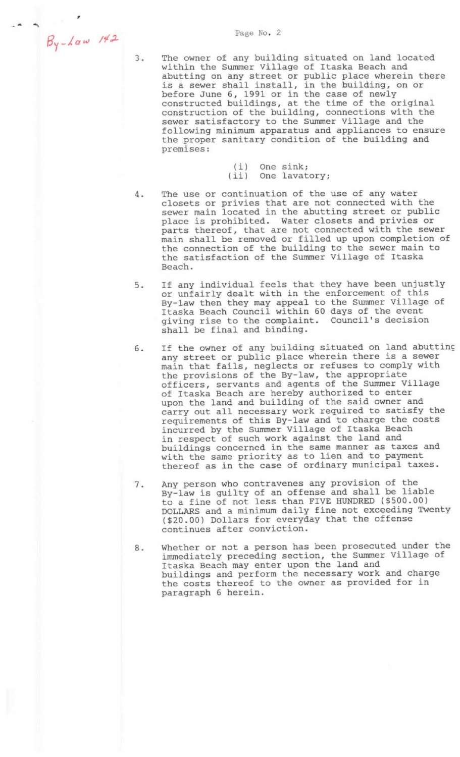By-Law 142

3. The owner of any building situated on land located within the Summer Village of Itaska Beach and abutting on any street or public place wherein there is a sewer shall install, in the building, on or before June 6, 1991 or in the case of newly constructed buildings, at the time of the original construction of the building, connections with the sewer satisfactory to the Summer Village and the following minimum apparatus and appliances to ensure the proper sanitary condition of the building and premises:

   (i) One sink;
   (ii) One lavatory;

4. The use or continuation of the use of any water closets or privies that are not connected with the sewer main located in the abutting street or public place is prohibited. Water closets and privies or parts thereof, that are not connected with the sewer main shall be removed or filled up upon completion of the connection of the building to the sewer main to the satisfaction of the Summer Village of Itaska Beach.

5. If any individual feels that they have been unjustly or unfairly dealt with in the enforcement of this By-law then they may appeal to the Summer Village of Itaska Beach Council within 60 days of the event giving rise to the complaint. Council's decision shall be final and binding.

6. If the owner of any building situated on land abutting any street or public place wherein there is a sewer main that fails, neglects or refuses to comply with the provisions of the By-law, the appropriate officers, servants and agents of the Summer Village of Itaska Beach are hereby authorized to enter upon the land and building of the said owner and carry out all necessary work required to satisfy the requirements of this By-law and to charge the costs incurred by the Summer Village of Itaska Beach in respect of such work against the land and buildings concerned in the same manner as taxes and with the same priority as to lien and to payment thereof as in the case of ordinary municipal taxes.

7. Any person who contravenes any provision of the By-law is guilty of an offense and shall be liable to a fine of not less than FIVE HUNDRED ($500.00) DOLLARS and a minimum daily fine not exceeding Twenty ($20.00) Dollars for everyday that the offense continues after conviction.

8. Whether or not a person has been prosecuted under the immediately preceding section, the Summer Village of Itaska Beach may enter upon the land and buildings and perform the necessary work and charge the costs thereof to the owner as provided for in paragraph 6 herein.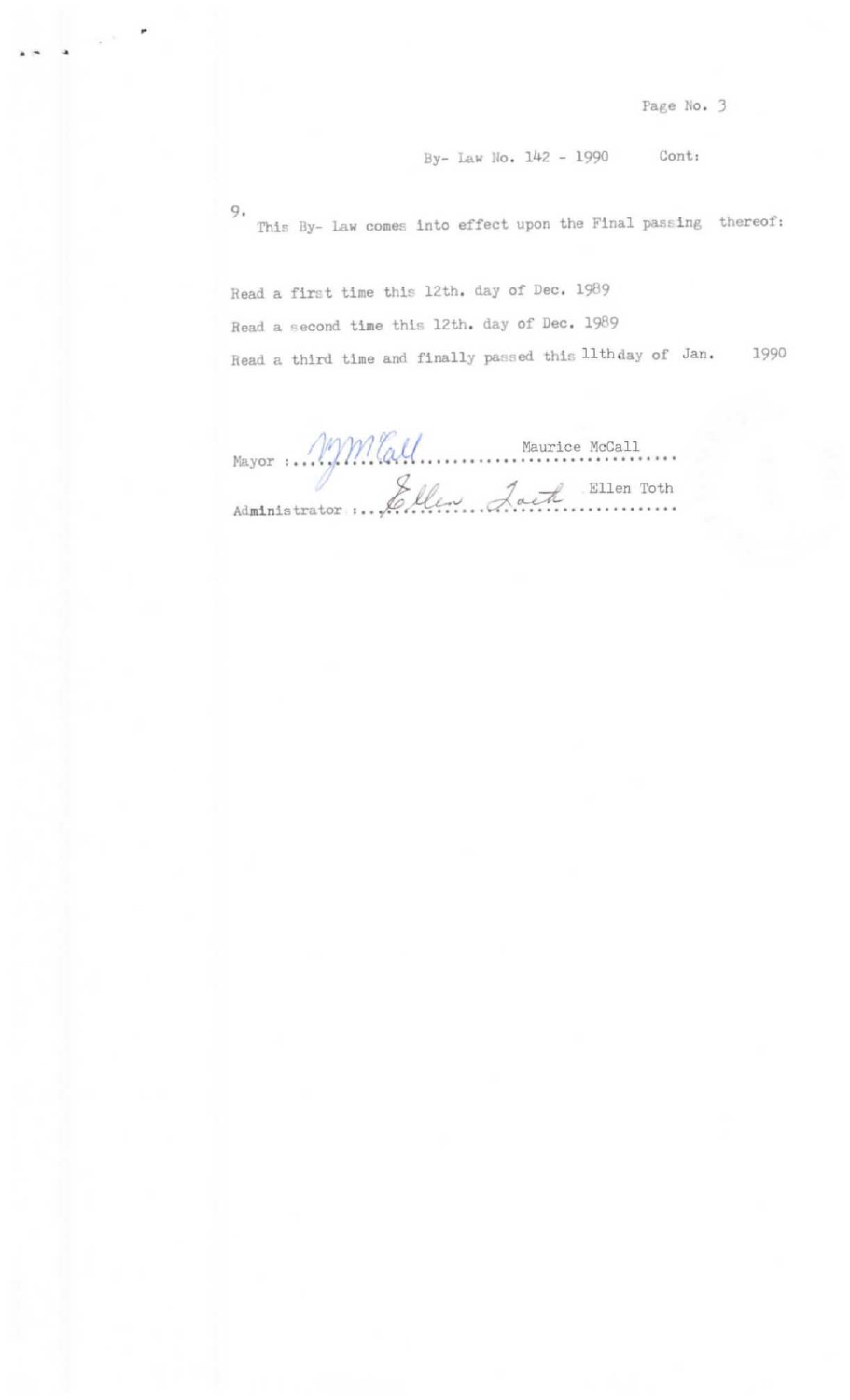By- Law No. 142 - 1990 Cont:

9. This By- Law comes into effect upon the Final passing thereof:

Read a first time this 12th. day of Dec. 1989

Read a second time this 12th. day of Dec. 1989

Read a third time and finally passed this 11th day of Jan. 1990

Mayor :..........M McCall.............. Maurice McCall

Administrator :..........Ellen Toth.............. Ellen Toth